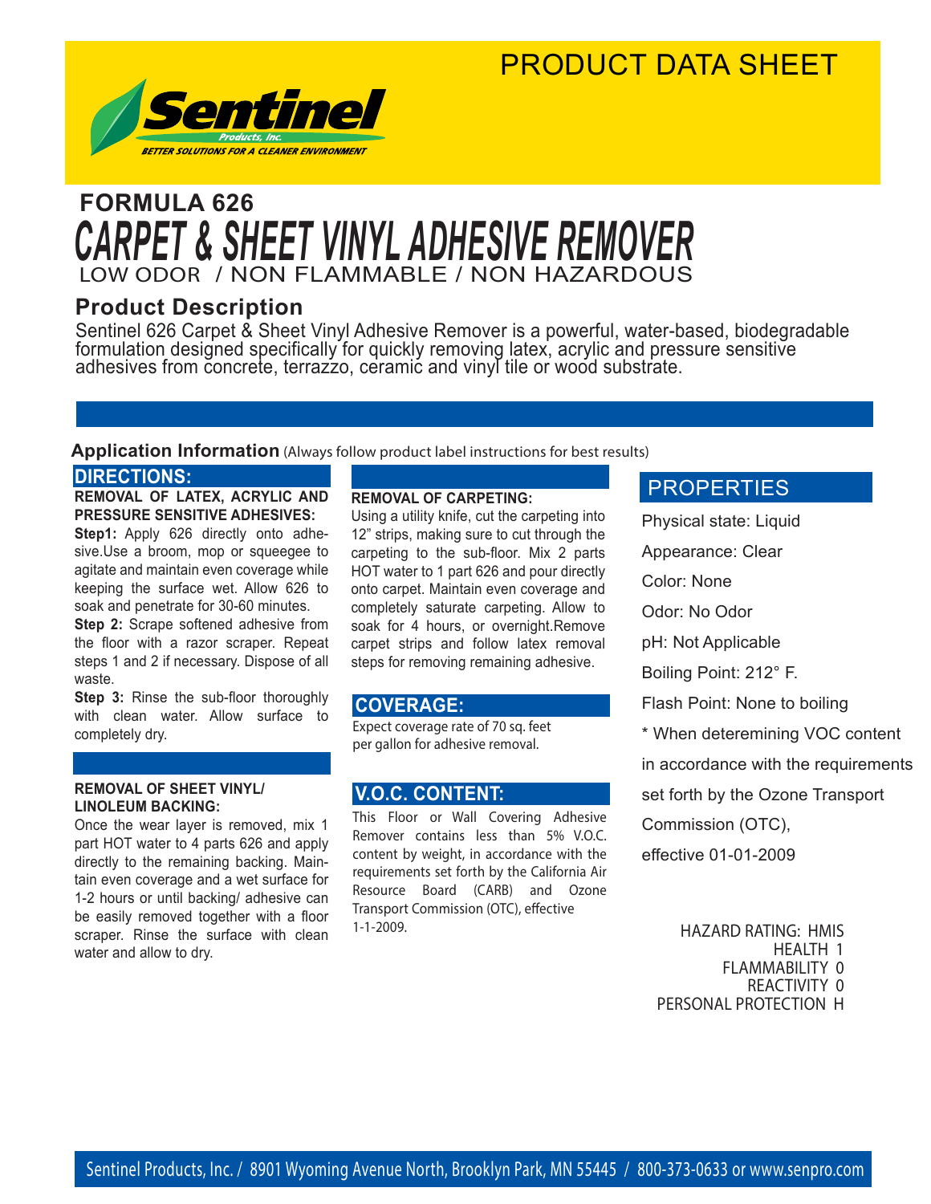# PRODUCT DATA SHEET

**Sentinel** Products, Inc.
BETTER SOLUTIONS FOR A CLEANER ENVIRONMENT

## FORMULA 626

# CARPET & SHEET VINYL ADHESIVE REMOVER

LOW ODOR / NON FLAMMABLE / NON HAZARDOUS

## Product Description

Sentinel 626 Carpet & Sheet Vinyl Adhesive Remover is a powerful, water-based, biodegradable formulation designed specifically for quickly removing latex, acrylic and pressure sensitive adhesives from concrete, terrazzo, ceramic and vinyl tile or wood substrate.

## Application Information (Always follow product label instructions for best results)

### DIRECTIONS:

**REMOVAL OF LATEX, ACRYLIC AND PRESSURE SENSITIVE ADHESIVES:**

**Step1:** Apply 626 directly onto adhesive.Use a broom, mop or squeegee to agitate and maintain even coverage while keeping the surface wet. Allow 626 to soak and penetrate for 30-60 minutes.

**Step 2:** Scrape softened adhesive from the floor with a razor scraper. Repeat steps 1 and 2 if necessary. Dispose of all waste.

**Step 3:** Rinse the sub-floor thoroughly with clean water. Allow surface to completely dry.

**REMOVAL OF SHEET VINYL/ LINOLEUM BACKING:**

Once the wear layer is removed, mix 1 part HOT water to 4 parts 626 and apply directly to the remaining backing. Maintain even coverage and a wet surface for 1-2 hours or until backing/ adhesive can be easily removed together with a floor scraper. Rinse the surface with clean water and allow to dry.

**REMOVAL OF CARPETING:**

Using a utility knife, cut the carpeting into 12" strips, making sure to cut through the carpeting to the sub-floor. Mix 2 parts HOT water to 1 part 626 and pour directly onto carpet. Maintain even coverage and completely saturate carpeting. Allow to soak for 4 hours, or overnight.Remove carpet strips and follow latex removal steps for removing remaining adhesive.

### COVERAGE:

Expect coverage rate of 70 sq. feet per gallon for adhesive removal.

### V.O.C. CONTENT:

This Floor or Wall Covering Adhesive Remover contains less than 5% V.O.C. content by weight, in accordance with the requirements set forth by the California Air Resource Board (CARB) and Ozone Transport Commission (OTC), effective 1-1-2009.

### PROPERTIES

Physical state: Liquid

Appearance: Clear

Color: None

Odor: No Odor

pH: Not Applicable

Boiling Point: 212° F.

Flash Point: None to boiling

* When deteremining VOC content in accordance with the requirements set forth by the Ozone Transport Commission (OTC), effective 01-01-2009

HAZARD RATING: HMIS
HEALTH 1
FLAMMABILITY 0
REACTIVITY 0
PERSONAL PROTECTION H

Sentinel Products, Inc. / 8901 Wyoming Avenue North, Brooklyn Park, MN 55445 / 800-373-0633 or www.senpro.com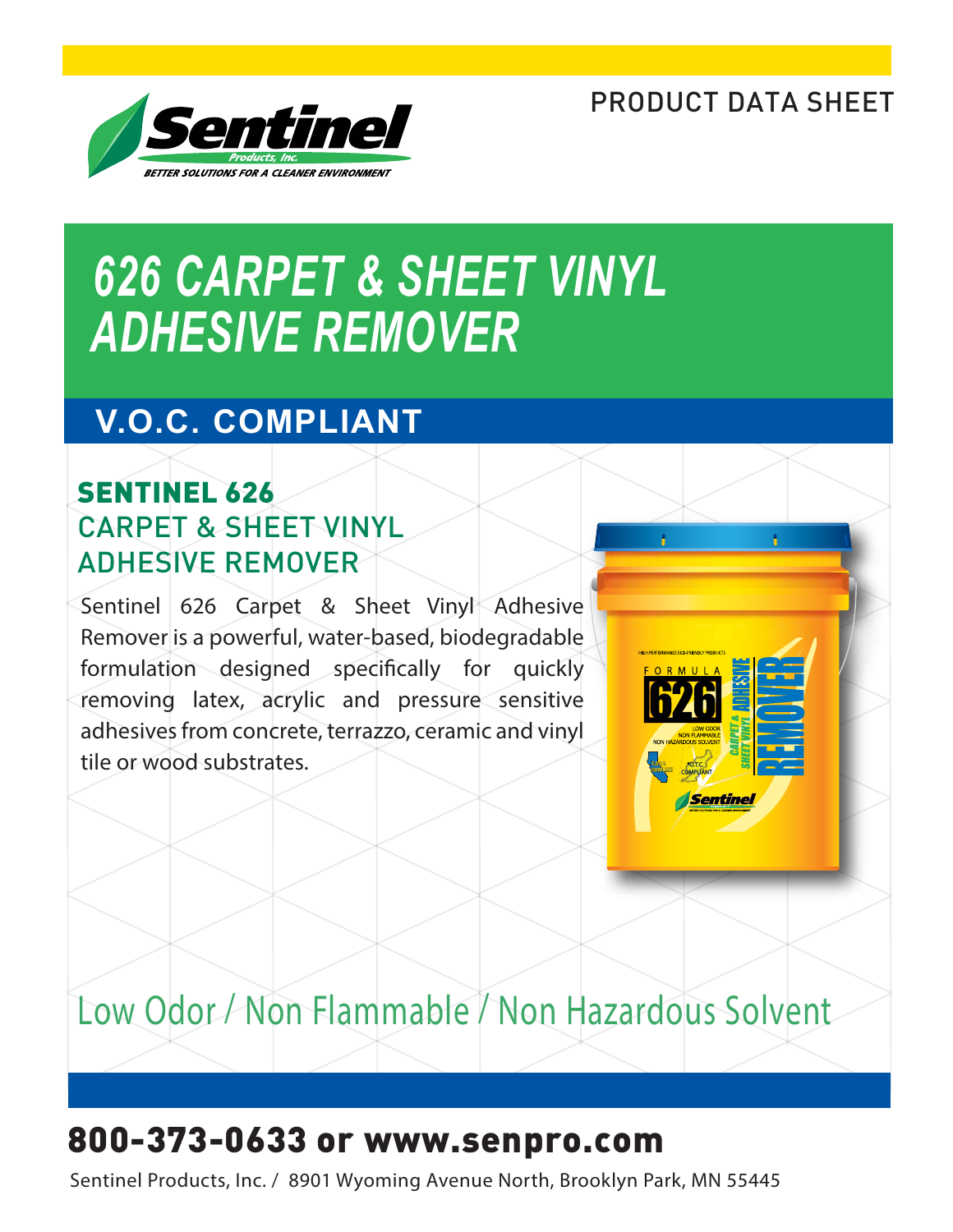PRODUCT DATA SHEET

# 626 CARPET & SHEET VINYL ADHESIVE REMOVER

## V.O.C. COMPLIANT

### SENTINEL 626
### CARPET & SHEET VINYL ADHESIVE REMOVER

Sentinel 626 Carpet & Sheet Vinyl Adhesive Remover is a powerful, water-based, biodegradable formulation designed specifically for quickly removing latex, acrylic and pressure sensitive adhesives from concrete, terrazzo, ceramic and vinyl tile or wood substrates.

Low Odor / Non Flammable / Non Hazardous Solvent

**800-373-0633 or www.senpro.com**

Sentinel Products, Inc. / 8901 Wyoming Avenue North, Brooklyn Park, MN 55445